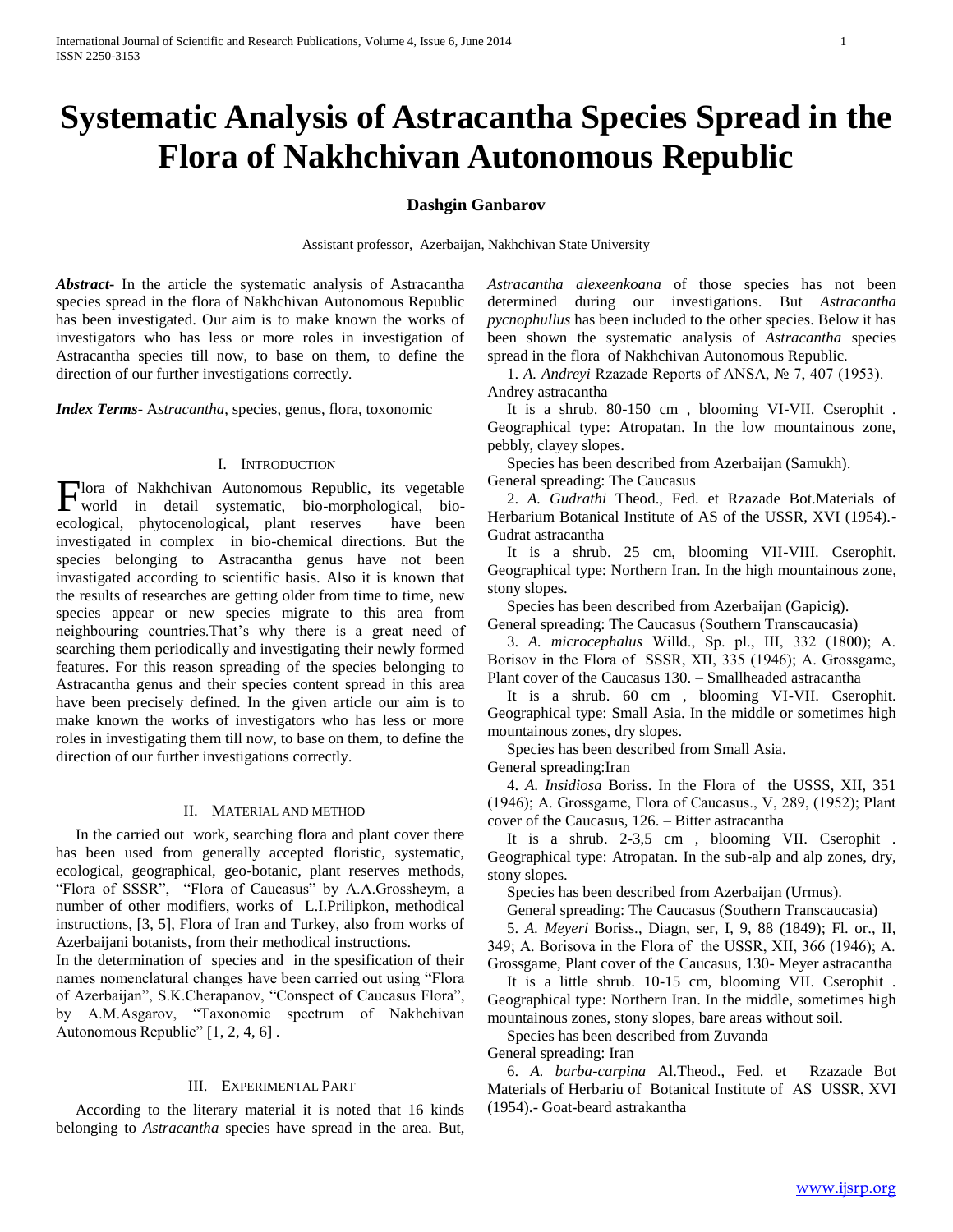# Systematic Analysis of Astracantha Species Spread in the Flora of Nakhchivan Autonomous Republic

**Dashgin Ganbarov**

Assistant professor, Azerbaijan, Nakhchivan State University

***Abstract-*** In the article the systematic analysis of Astracantha species spread in the flora of Nakhchivan Autonomous Republic has been investigated. Our aim is to make known the works of investigators who has less or more roles in investigation of Astracantha species till now, to base on them, to define the direction of our further investigations correctly.

***Index Terms-*** A*stracantha*, species, genus, flora, toxonomic

## I. Introduction

Flora of Nakhchivan Autonomous Republic, its vegetable world in detail systematic, bio-morphological, bio-ecological, phytocenological, plant reserves have been investigated in complex in bio-chemical directions. But the species belonging to Astracantha genus have not been investagated according to scientific basis. Also it is known that the results of researches are getting older from time to time, new species appear or new species migrate to this area from neighbouring countries.That's why there is a great need of searching them periodically and investigating their newly formed features. For this reason spreading of the species belonging to Astracantha genus and their species content spread in this area have been precisely defined. In the given article our aim is to make known the works of investigators who has less or more roles in investigating them till now, to base on them, to define the direction of our further investigations correctly.

## II. Material and method

In the carried out work, searching flora and plant cover there has been used from generally accepted floristic, systematic, ecological, geographical, geo-botanic, plant reserves methods, "Flora of SSSR", "Flora of Caucasus" by A.A.Grossheym, a number of other modifiers, works of L.I.Prilipkon, methodical instructions, [3, 5], Flora of Iran and Turkey, also from works of Azerbaijani botanists, from their methodical instructions.

In the determination of species and in the spesification of their names nomenclatural changes have been carried out using "Flora of Azerbaijan", S.K.Cherapanov, "Conspect of Caucasus Flora", by A.M.Asgarov, "Taxonomic spectrum of Nakhchivan Autonomous Republic" [1, 2, 4, 6] .

## III. Experimental Part

According to the literary material it is noted that 16 kinds belonging to *Astracantha* species have spread in the area. But, *Astracantha alexeenkoana* of those species has not been determined during our investigations. But *Astracantha pycnophullus* has been included to the other species. Below it has been shown the systematic analysis of *Astracantha* species spread in the flora of Nakhchivan Autonomous Republic.

1. *A. Andreyi* Rzazade Reports of ANSA, № 7, 407 (1953). – Andrey astracantha

It is a shrub. 80-150 cm , blooming VI-VII. Cserophit . Geographical type: Atropatan. In the low mountainous zone, pebbly, clayey slopes.

Species has been described from Azerbaijan (Samukh).

General spreading: The Caucasus

2. *A. Gudrathi* Theod., Fed. et Rzazade Bot.Materials of Herbarium Botanical Institute of AS of the USSR, XVI (1954).- Gudrat astracantha

It is a shrub. 25 cm, blooming VII-VIII. Cserophit. Geographical type: Northern Iran. In the high mountainous zone, stony slopes.

Species has been described from Azerbaijan (Gapicig).

General spreading: The Caucasus (Southern Transcaucasia)

3. *A. microcephalus* Willd., Sp. pl., III, 332 (1800); A. Borisov in the Flora of SSSR, XII, 335 (1946); A. Grossgame, Plant cover of the Caucasus 130. – Smallheaded astracantha

It is a shrub. 60 cm , blooming VI-VII. Cserophit. Geographical type: Small Asia. In the middle or sometimes high mountainous zones, dry slopes.

Species has been described from Small Asia.

General spreading:Iran

4. *A. Insidiosa* Boriss. In the Flora of the USSS, XII, 351 (1946); A. Grossgame, Flora of Caucasus., V, 289, (1952); Plant cover of the Caucasus, 126. – Bitter astracantha

It is a shrub. 2-3,5 cm , blooming VII. Cserophit . Geographical type: Atropatan. In the sub-alp and alp zones, dry, stony slopes.

Species has been described from Azerbaijan (Urmus).

General spreading: The Caucasus (Southern Transcaucasia)

5. *A. Meyeri* Boriss., Diagn, ser, I, 9, 88 (1849); Fl. or., II, 349; A. Borisova in the Flora of the USSR, XII, 366 (1946); A. Grossgame, Plant cover of the Caucasus, 130- Meyer astracantha

It is a little shrub. 10-15 cm, blooming VII. Cserophit . Geographical type: Northern Iran. In the middle, sometimes high mountainous zones, stony slopes, bare areas without soil.

Species has been described from Zuvanda

General spreading: Iran

6. *A. barba-carpina* Al.Theod., Fed. et Rzazade Bot Materials of Herbariu of Botanical Institute of AS USSR, XVI (1954).- Goat-beard astrakantha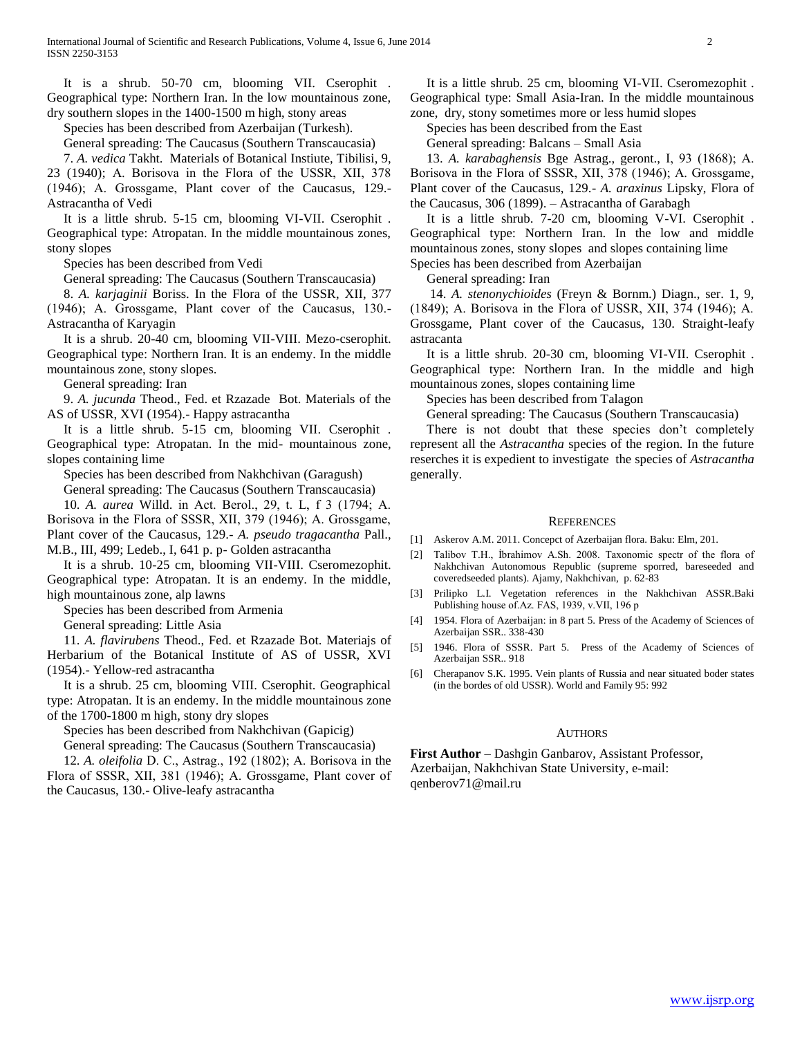It is a shrub. 50-70 cm, blooming VII. Cserophit . Geographical type: Northern Iran. In the low mountainous zone, dry southern slopes in the 1400-1500 m high, stony areas

Species has been described from Azerbaijan (Turkesh).

General spreading: The Caucasus (Southern Transcaucasia)

7. *A. vedica* Takht. Materials of Botanical Instiute, Tibilisi, 9, 23 (1940); A. Borisova in the Flora of the USSR, XII, 378 (1946); A. Grossgame, Plant cover of the Caucasus, 129.- Astracantha of Vedi

It is a little shrub. 5-15 cm, blooming VI-VII. Cserophit . Geographical type: Atropatan. In the middle mountainous zones, stony slopes

Species has been described from Vedi

General spreading: The Caucasus (Southern Transcaucasia)

8. *A. karjaginii* Boriss. In the Flora of the USSR, XII, 377 (1946); A. Grossgame, Plant cover of the Caucasus, 130.- Astracantha of Karyagin

It is a shrub. 20-40 cm, blooming VII-VIII. Mezo-cserophit. Geographical type: Northern Iran. It is an endemy. In the middle mountainous zone, stony slopes.

General spreading: Iran

9. *A. jucunda* Theod., Fed. et Rzazade Bot. Materials of the AS of USSR, XVI (1954).- Happy astracantha

It is a little shrub. 5-15 cm, blooming VII. Cserophit . Geographical type: Atropatan. In the mid- mountainous zone, slopes containing lime

Species has been described from Nakhchivan (Garagush)

General spreading: The Caucasus (Southern Transcaucasia)

10. *A. aurea* Willd. in Act. Berol., 29, t. L, f 3 (1794; A. Borisova in the Flora of SSSR, XII, 379 (1946); A. Grossgame, Plant cover of the Caucasus, 129.- *A. pseudo tragacantha* Pall., M.B., III, 499; Ledeb., I, 641 p. p- Golden astracantha

It is a shrub. 10-25 cm, blooming VII-VIII. Cseromezophit. Geographical type: Atropatan. It is an endemy. In the middle, high mountainous zone, alp lawns

Species has been described from Armenia

General spreading: Little Asia

11. *A. flavirubens* Theod., Fed. et Rzazade Bot. Materiajs of Herbarium of the Botanical Institute of AS of USSR, XVI (1954).- Yellow-red astracantha

It is a shrub. 25 cm, blooming VIII. Cserophit. Geographical type: Atropatan. It is an endemy. In the middle mountainous zone of the 1700-1800 m high, stony dry slopes

Species has been described from Nakhchivan (Gapicig)

General spreading: The Caucasus (Southern Transcaucasia)

12. *A. oleifolia* D. C., Astrag., 192 (1802); A. Borisova in the Flora of SSSR, XII, 381 (1946); A. Grossgame, Plant cover of the Caucasus, 130.- Olive-leafy astracantha

It is a little shrub. 25 cm, blooming VI-VII. Cseromezophit . Geographical type: Small Asia-Iran. In the middle mountainous zone, dry, stony sometimes more or less humid slopes

Species has been described from the East

General spreading: Balcans – Small Asia

13. *A. karabaghensis* Bge Astrag., geront., I, 93 (1868); A. Borisova in the Flora of SSSR, XII, 378 (1946); A. Grossgame, Plant cover of the Caucasus, 129.- *A. araxinus* Lipsky, Flora of the Caucasus, 306 (1899). – Astracantha of Garabagh

It is a little shrub. 7-20 cm, blooming V-VI. Cserophit . Geographical type: Northern Iran. In the low and middle mountainous zones, stony slopes and slopes containing lime

Species has been described from Azerbaijan

General spreading: Iran

14. *A. stenonychioides* (Freyn & Bornm.) Diagn., ser. 1, 9, (1849); A. Borisova in the Flora of USSR, XII, 374 (1946); A. Grossgame, Plant cover of the Caucasus, 130. Straight-leafy astracanta

It is a little shrub. 20-30 cm, blooming VI-VII. Cserophit . Geographical type: Northern Iran. In the middle and high mountainous zones, slopes containing lime

Species has been described from Talagon

General spreading: The Caucasus (Southern Transcaucasia)

There is not doubt that these species don't completely represent all the *Astracantha* species of the region. In the future reserches it is expedient to investigate the species of *Astracantha* generally.

## References

[1] Askerov A.M. 2011. Concepct of Azerbaijan flora. Baku: Elm, 201.

[2] Talibov T.H., İbrahimov A.Sh. 2008. Taxonomic spectr of the flora of Nakhchivan Autonomous Republic (supreme sporred, bareseeded and coveredseeded plants). Ajamy, Nakhchivan, p. 62-83

[3] Prilipko L.I. Vegetation references in the Nakhchivan ASSR.Baki Publishing house of.Az. FAS, 1939, v.VII, 196 p

[4] 1954. Flora of Azerbaijan: in 8 part 5. Press of the Academy of Sciences of Azerbaijan SSR.. 338-430

[5] 1946. Flora of SSSR. Part 5. Press of the Academy of Sciences of Azerbaijan SSR.. 918

[6] Cherapanov S.K. 1995. Vein plants of Russia and near situated boder states (in the bordes of old USSR). World and Family 95: 992

## Authors

**First Author** – Dashgin Ganbarov, Assistant Professor, Azerbaijan, Nakhchivan State University, e-mail: qenberov71@mail.ru